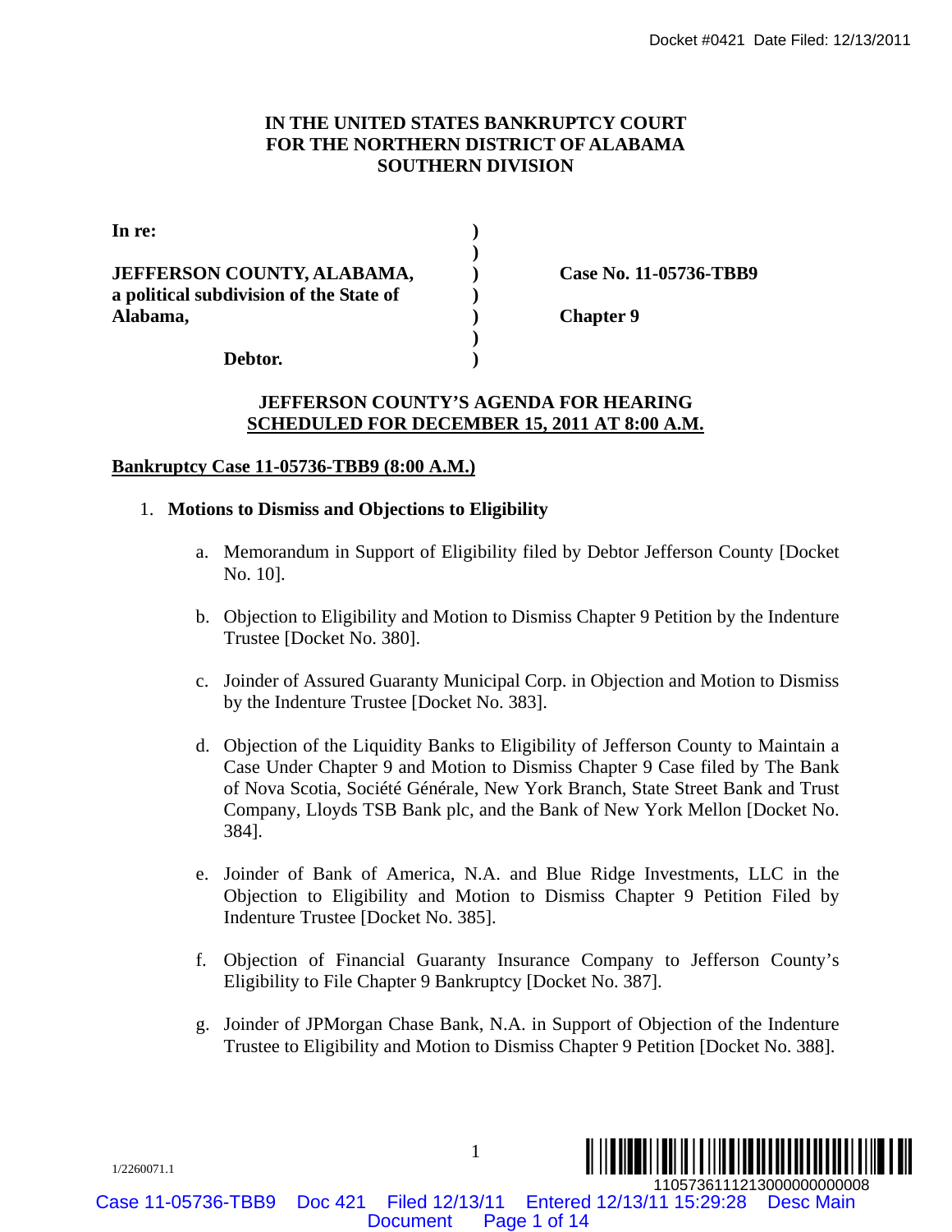# IN THE UNITED STATES BANKRUPTCY COURT FOR THE NORTHERN DISTRICT OF ALABAMA SOUTHERN DIVISION

| | | |
|---|---|---|
| **In re:** | ) | |
| | ) | |
| **JEFFERSON COUNTY, ALABAMA, a political subdivision of the State of Alabama,** | ) | **Case No. 11-05736-TBB9** |
| | ) | **Chapter 9** |
| **Debtor.** | ) | |

## JEFFERSON COUNTY'S AGENDA FOR HEARING SCHEDULED FOR DECEMBER 15, 2011 AT 8:00 A.M.

**Bankruptcy Case 11-05736-TBB9 (8:00 A.M.)**

1. **Motions to Dismiss and Objections to Eligibility**

   a. Memorandum in Support of Eligibility filed by Debtor Jefferson County [Docket No. 10].

   b. Objection to Eligibility and Motion to Dismiss Chapter 9 Petition by the Indenture Trustee [Docket No. 380].

   c. Joinder of Assured Guaranty Municipal Corp. in Objection and Motion to Dismiss by the Indenture Trustee [Docket No. 383].

   d. Objection of the Liquidity Banks to Eligibility of Jefferson County to Maintain a Case Under Chapter 9 and Motion to Dismiss Chapter 9 Case filed by The Bank of Nova Scotia, Société Générale, New York Branch, State Street Bank and Trust Company, Lloyds TSB Bank plc, and the Bank of New York Mellon [Docket No. 384].

   e. Joinder of Bank of America, N.A. and Blue Ridge Investments, LLC in the Objection to Eligibility and Motion to Dismiss Chapter 9 Petition Filed by Indenture Trustee [Docket No. 385].

   f. Objection of Financial Guaranty Insurance Company to Jefferson County's Eligibility to File Chapter 9 Bankruptcy [Docket No. 387].

   g. Joinder of JPMorgan Chase Bank, N.A. in Support of Objection of the Indenture Trustee to Eligibility and Motion to Dismiss Chapter 9 Petition [Docket No. 388].

1/2260071.1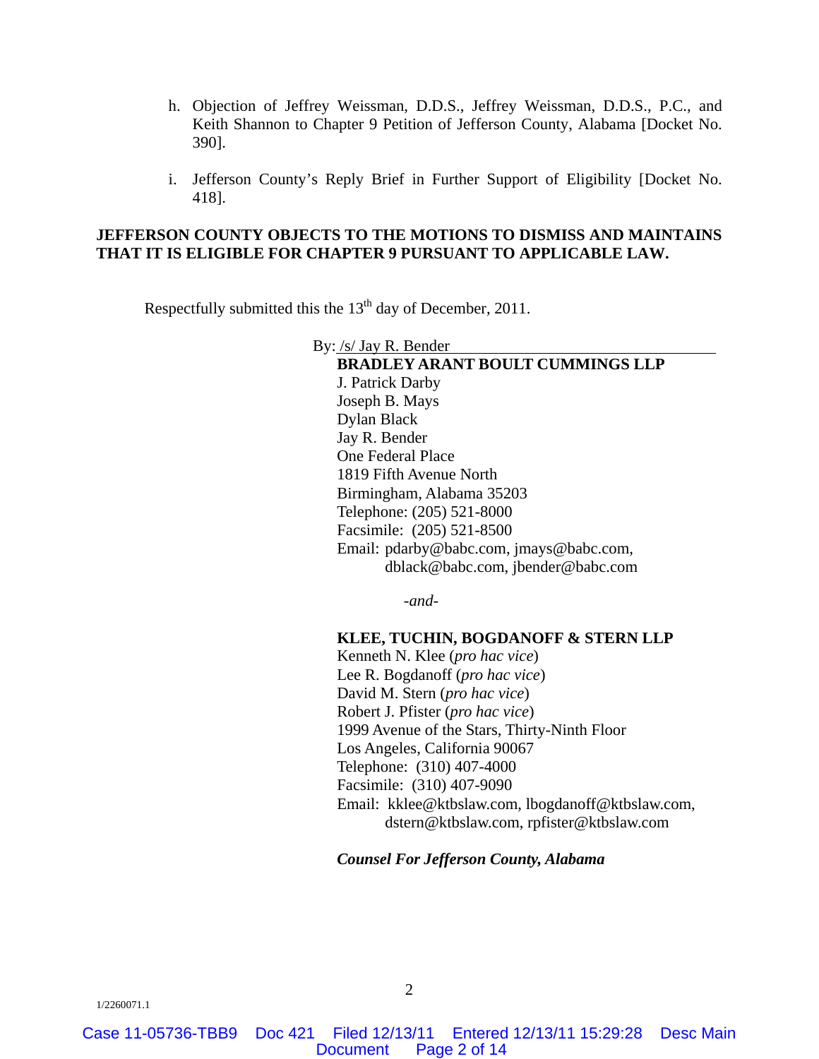h. Objection of Jeffrey Weissman, D.D.S., Jeffrey Weissman, D.D.S., P.C., and Keith Shannon to Chapter 9 Petition of Jefferson County, Alabama [Docket No. 390].

i. Jefferson County's Reply Brief in Further Support of Eligibility [Docket No. 418].

**JEFFERSON COUNTY OBJECTS TO THE MOTIONS TO DISMISS AND MAINTAINS THAT IT IS ELIGIBLE FOR CHAPTER 9 PURSUANT TO APPLICABLE LAW.**

Respectfully submitted this the 13th day of December, 2011.

By: /s/ Jay R. Bender

**BRADLEY ARANT BOULT CUMMINGS LLP**
J. Patrick Darby
Joseph B. Mays
Dylan Black
Jay R. Bender
One Federal Place
1819 Fifth Avenue North
Birmingham, Alabama 35203
Telephone: (205) 521-8000
Facsimile: (205) 521-8500
Email: pdarby@babc.com, jmays@babc.com, dblack@babc.com, jbender@babc.com

*-and-*

**KLEE, TUCHIN, BOGDANOFF & STERN LLP**
Kenneth N. Klee (*pro hac vice*)
Lee R. Bogdanoff (*pro hac vice*)
David M. Stern (*pro hac vice*)
Robert J. Pfister (*pro hac vice*)
1999 Avenue of the Stars, Thirty-Ninth Floor
Los Angeles, California 90067
Telephone: (310) 407-4000
Facsimile: (310) 407-9090
Email: kklee@ktbslaw.com, lbogdanoff@ktbslaw.com, dstern@ktbslaw.com, rpfister@ktbslaw.com

***Counsel For Jefferson County, Alabama***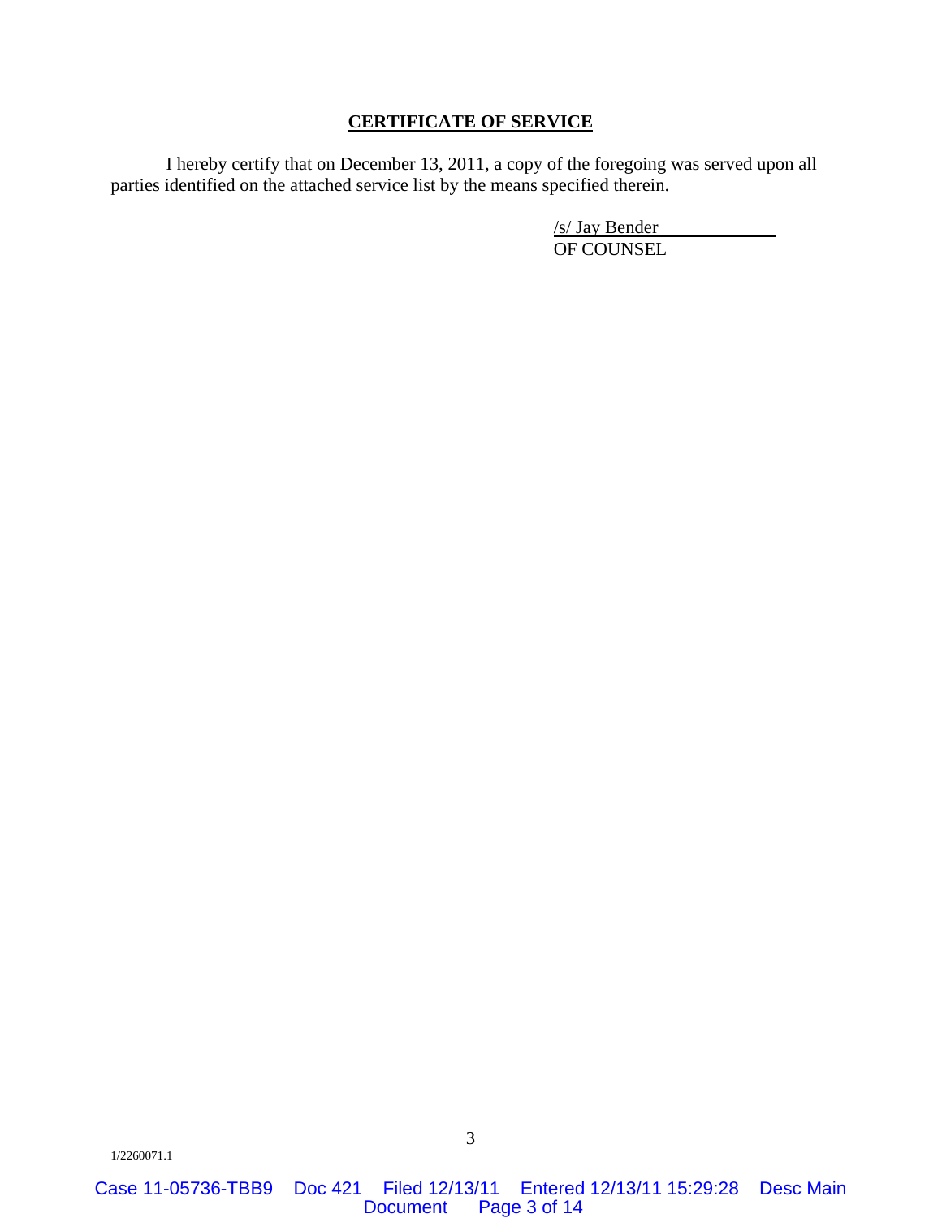## CERTIFICATE OF SERVICE

I hereby certify that on December 13, 2011, a copy of the foregoing was served upon all parties identified on the attached service list by the means specified therein.

/s/ Jay Bender
OF COUNSEL

1/2260071.1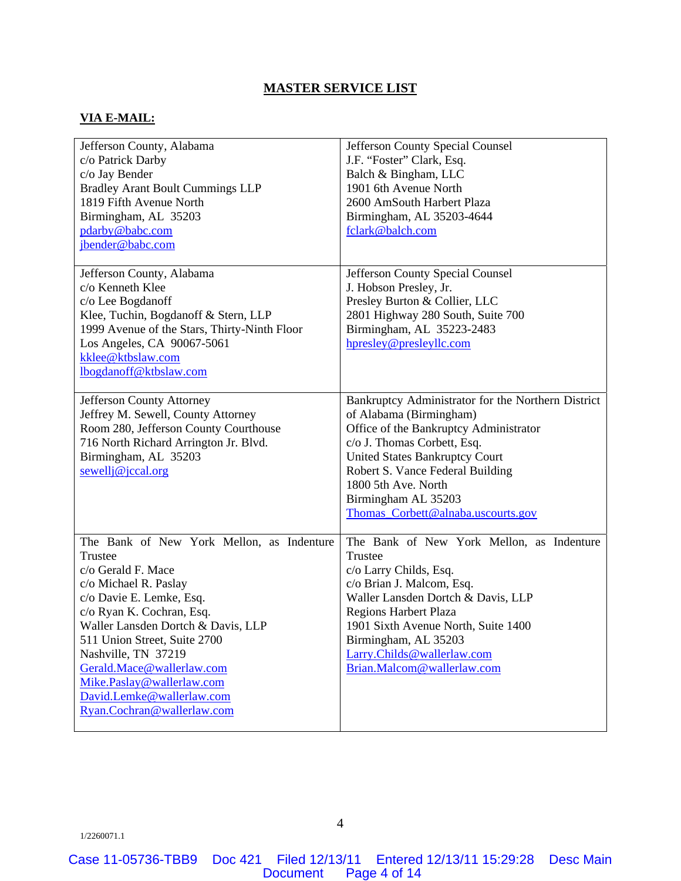## MASTER SERVICE LIST

**VIA E-MAIL:**

| | |
|---|---|
| Jefferson County, Alabama<br>c/o Patrick Darby<br>c/o Jay Bender<br>Bradley Arant Boult Cummings LLP<br>1819 Fifth Avenue North<br>Birmingham, AL 35203<br>pdarby@babc.com<br>jbender@babc.com | Jefferson County Special Counsel<br>J.F. "Foster" Clark, Esq.<br>Balch & Bingham, LLC<br>1901 6th Avenue North<br>2600 AmSouth Harbert Plaza<br>Birmingham, AL 35203-4644<br>fclark@balch.com |
| Jefferson County, Alabama<br>c/o Kenneth Klee<br>c/o Lee Bogdanoff<br>Klee, Tuchin, Bogdanoff & Stern, LLP<br>1999 Avenue of the Stars, Thirty-Ninth Floor<br>Los Angeles, CA 90067-5061<br>kklee@ktbslaw.com<br>lbogdanoff@ktbslaw.com | Jefferson County Special Counsel<br>J. Hobson Presley, Jr.<br>Presley Burton & Collier, LLC<br>2801 Highway 280 South, Suite 700<br>Birmingham, AL 35223-2483<br>hpresley@presleyllc.com |
| Jefferson County Attorney<br>Jeffrey M. Sewell, County Attorney<br>Room 280, Jefferson County Courthouse<br>716 North Richard Arrington Jr. Blvd.<br>Birmingham, AL 35203<br>sewellj@jccal.org | Bankruptcy Administrator for the Northern District of Alabama (Birmingham)<br>Office of the Bankruptcy Administrator<br>c/o J. Thomas Corbett, Esq.<br>United States Bankruptcy Court<br>Robert S. Vance Federal Building<br>1800 5th Ave. North<br>Birmingham AL 35203<br>Thomas_Corbett@alnaba.uscourts.gov |
| The Bank of New York Mellon, as Indenture Trustee<br>c/o Gerald F. Mace<br>c/o Michael R. Paslay<br>c/o Davie E. Lemke, Esq.<br>c/o Ryan K. Cochran, Esq.<br>Waller Lansden Dortch & Davis, LLP<br>511 Union Street, Suite 2700<br>Nashville, TN 37219<br>Gerald.Mace@wallerlaw.com<br>Mike.Paslay@wallerlaw.com<br>David.Lemke@wallerlaw.com<br>Ryan.Cochran@wallerlaw.com | The Bank of New York Mellon, as Indenture Trustee<br>c/o Larry Childs, Esq.<br>c/o Brian J. Malcom, Esq.<br>Waller Lansden Dortch & Davis, LLP<br>Regions Harbert Plaza<br>1901 Sixth Avenue North, Suite 1400<br>Birmingham, AL 35203<br>Larry.Childs@wallerlaw.com<br>Brian.Malcom@wallerlaw.com |

1/2260071.1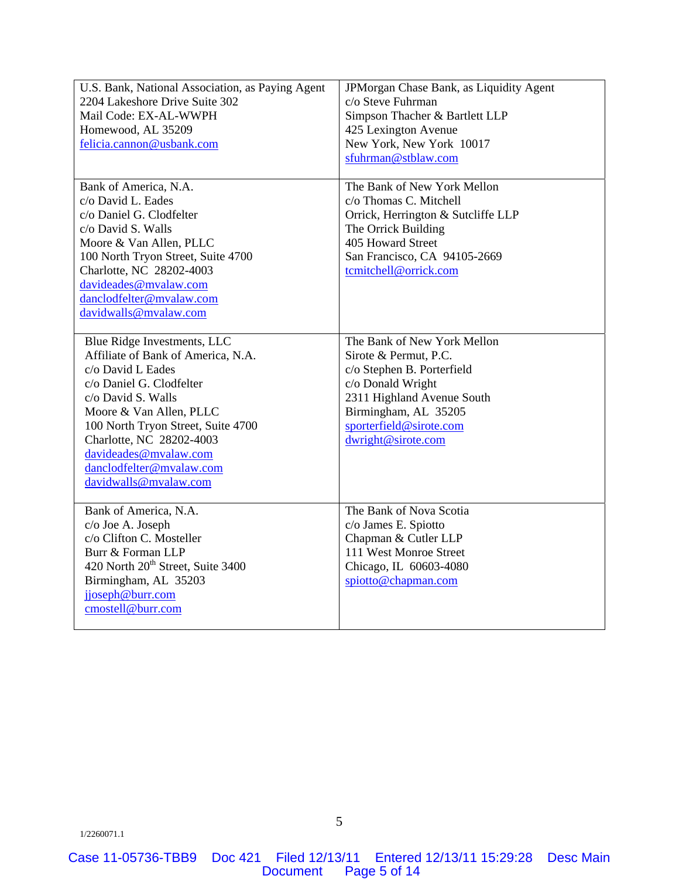| U.S. Bank, National Association, as Paying Agent<br>2204 Lakeshore Drive Suite 302<br>Mail Code: EX-AL-WWPH<br>Homewood, AL 35209<br>felicia.cannon@usbank.com | JPMorgan Chase Bank, as Liquidity Agent<br>c/o Steve Fuhrman<br>Simpson Thacher & Bartlett LLP<br>425 Lexington Avenue<br>New York, New York 10017<br>sfuhrman@stblaw.com |
|---|---|
| Bank of America, N.A.<br>c/o David L. Eades<br>c/o Daniel G. Clodfelter<br>c/o David S. Walls<br>Moore & Van Allen, PLLC<br>100 North Tryon Street, Suite 4700<br>Charlotte, NC 28202-4003<br>davideades@mvalaw.com<br>danclodfelter@mvalaw.com<br>davidwalls@mvalaw.com | The Bank of New York Mellon<br>c/o Thomas C. Mitchell<br>Orrick, Herrington & Sutcliffe LLP<br>The Orrick Building<br>405 Howard Street<br>San Francisco, CA 94105-2669<br>tcmitchell@orrick.com |
| Blue Ridge Investments, LLC<br>Affiliate of Bank of America, N.A.<br>c/o David L Eades<br>c/o Daniel G. Clodfelter<br>c/o David S. Walls<br>Moore & Van Allen, PLLC<br>100 North Tryon Street, Suite 4700<br>Charlotte, NC 28202-4003<br>davideades@mvalaw.com<br>danclodfelter@mvalaw.com<br>davidwalls@mvalaw.com | The Bank of New York Mellon<br>Sirote & Permut, P.C.<br>c/o Stephen B. Porterfield<br>c/o Donald Wright<br>2311 Highland Avenue South<br>Birmingham, AL 35205<br>sporterfield@sirote.com<br>dwright@sirote.com |
| Bank of America, N.A.<br>c/o Joe A. Joseph<br>c/o Clifton C. Mosteller<br>Burr & Forman LLP<br>420 North 20th Street, Suite 3400<br>Birmingham, AL 35203<br>jjoseph@burr.com<br>cmostell@burr.com | The Bank of Nova Scotia<br>c/o James E. Spiotto<br>Chapman & Cutler LLP<br>111 West Monroe Street<br>Chicago, IL 60603-4080<br>spiotto@chapman.com |

1/2260071.1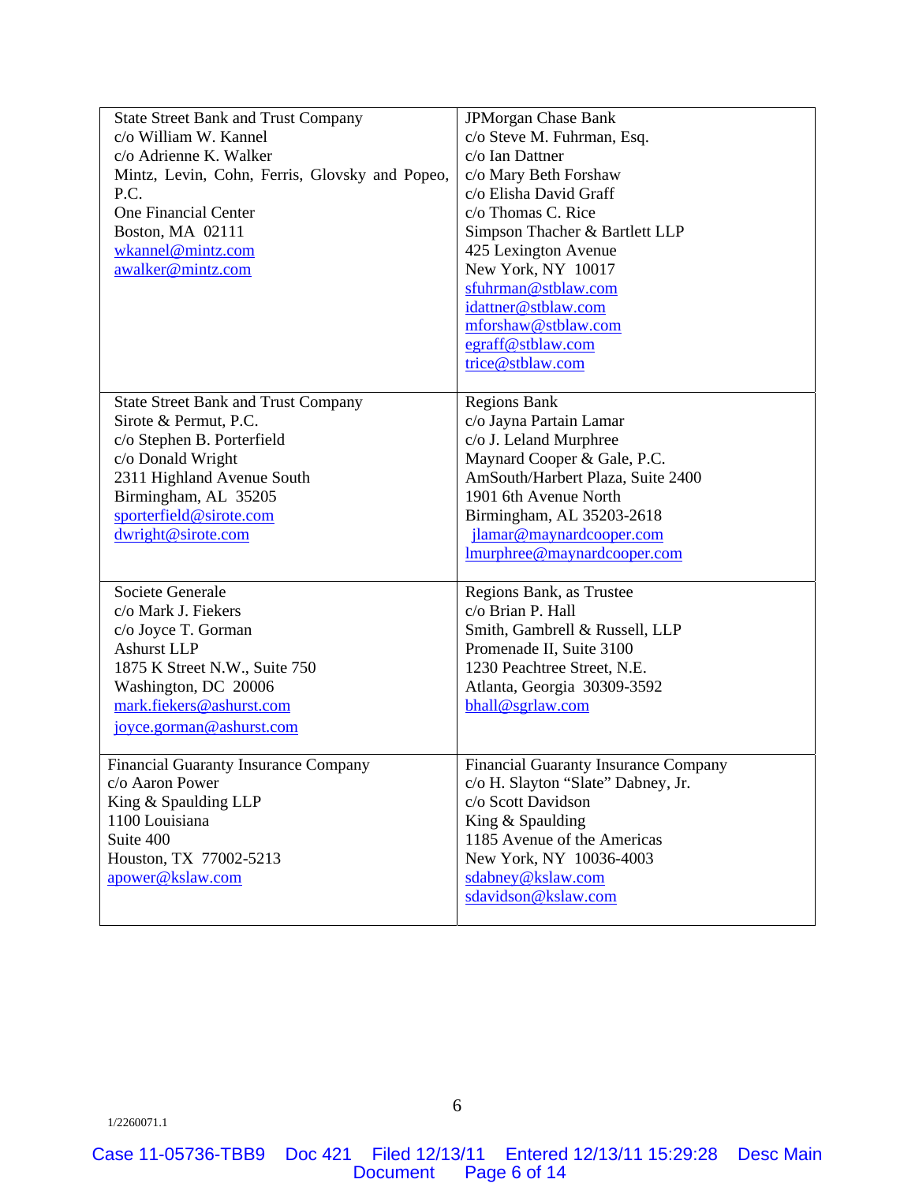| State Street Bank and Trust Company<br>c/o William W. Kannel<br>c/o Adrienne K. Walker<br>Mintz, Levin, Cohn, Ferris, Glovsky and Popeo, P.C.<br>One Financial Center<br>Boston, MA 02111<br>wkannel@mintz.com<br>awalker@mintz.com | JPMorgan Chase Bank<br>c/o Steve M. Fuhrman, Esq.<br>c/o Ian Dattner<br>c/o Mary Beth Forshaw<br>c/o Elisha David Graff<br>c/o Thomas C. Rice<br>Simpson Thacher & Bartlett LLP<br>425 Lexington Avenue<br>New York, NY 10017<br>sfuhrman@stblaw.com<br>idattner@stblaw.com<br>mforshaw@stblaw.com<br>egraff@stblaw.com<br>trice@stblaw.com |
|---|---|
| State Street Bank and Trust Company<br>Sirote & Permut, P.C.<br>c/o Stephen B. Porterfield<br>c/o Donald Wright<br>2311 Highland Avenue South<br>Birmingham, AL 35205<br>sporterfield@sirote.com<br>dwright@sirote.com | Regions Bank<br>c/o Jayna Partain Lamar<br>c/o J. Leland Murphree<br>Maynard Cooper & Gale, P.C.<br>AmSouth/Harbert Plaza, Suite 2400<br>1901 6th Avenue North<br>Birmingham, AL 35203-2618<br>jlamar@maynardcooper.com<br>lmurphree@maynardcooper.com |
| Societe Generale<br>c/o Mark J. Fiekers<br>c/o Joyce T. Gorman<br>Ashurst LLP<br>1875 K Street N.W., Suite 750<br>Washington, DC 20006<br>mark.fiekers@ashurst.com<br>joyce.gorman@ashurst.com | Regions Bank, as Trustee<br>c/o Brian P. Hall<br>Smith, Gambrell & Russell, LLP<br>Promenade II, Suite 3100<br>1230 Peachtree Street, N.E.<br>Atlanta, Georgia 30309-3592<br>bhall@sgrlaw.com |
| Financial Guaranty Insurance Company<br>c/o Aaron Power<br>King & Spaulding LLP<br>1100 Louisiana<br>Suite 400<br>Houston, TX 77002-5213<br>apower@kslaw.com | Financial Guaranty Insurance Company<br>c/o H. Slayton "Slate" Dabney, Jr.<br>c/o Scott Davidson<br>King & Spaulding<br>1185 Avenue of the Americas<br>New York, NY 10036-4003<br>sdabney@kslaw.com<br>sdavidson@kslaw.com |

1/2260071.1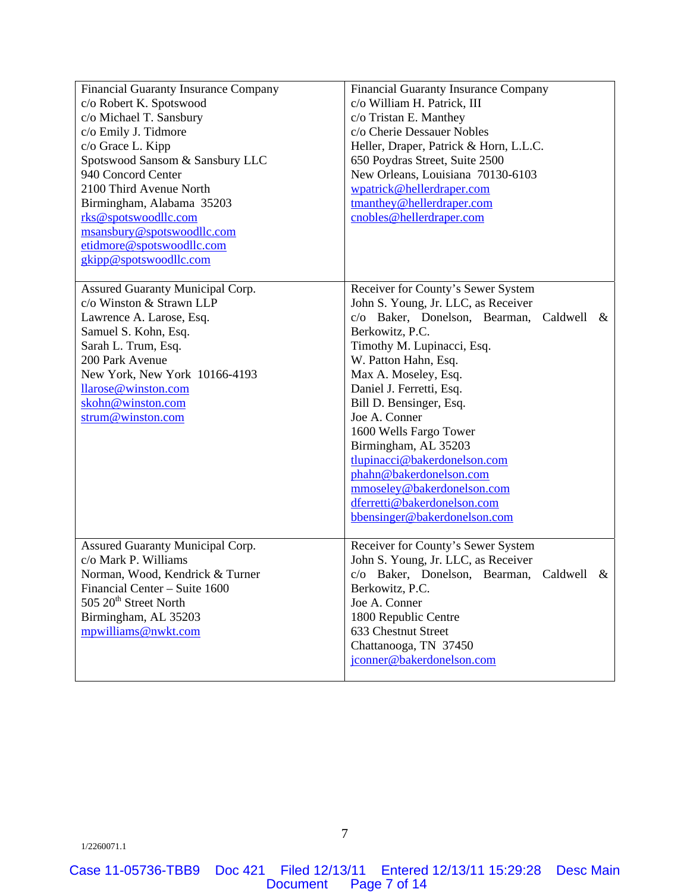| | |
|---|---|
| Financial Guaranty Insurance Company<br>c/o Robert K. Spotswood<br>c/o Michael T. Sansbury<br>c/o Emily J. Tidmore<br>c/o Grace L. Kipp<br>Spotswood Sansom & Sansbury LLC<br>940 Concord Center<br>2100 Third Avenue North<br>Birmingham, Alabama 35203<br>rks@spotswoodllc.com<br>msansbury@spotswoodllc.com<br>etidmore@spotswoodllc.com<br>gkipp@spotswoodllc.com | Financial Guaranty Insurance Company<br>c/o William H. Patrick, III<br>c/o Tristan E. Manthey<br>c/o Cherie Dessauer Nobles<br>Heller, Draper, Patrick & Horn, L.L.C.<br>650 Poydras Street, Suite 2500<br>New Orleans, Louisiana 70130-6103<br>wpatrick@hellerdraper.com<br>tmanthey@hellerdraper.com<br>cnobles@hellerdraper.com |
| Assured Guaranty Municipal Corp.<br>c/o Winston & Strawn LLP<br>Lawrence A. Larose, Esq.<br>Samuel S. Kohn, Esq.<br>Sarah L. Trum, Esq.<br>200 Park Avenue<br>New York, New York 10166-4193<br>llarose@winston.com<br>skohn@winston.com<br>strum@winston.com | Receiver for County's Sewer System<br>John S. Young, Jr. LLC, as Receiver<br>c/o Baker, Donelson, Bearman, Caldwell & Berkowitz, P.C.<br>Timothy M. Lupinacci, Esq.<br>W. Patton Hahn, Esq.<br>Max A. Moseley, Esq.<br>Daniel J. Ferretti, Esq.<br>Bill D. Bensinger, Esq.<br>Joe A. Conner<br>1600 Wells Fargo Tower<br>Birmingham, AL 35203<br>tlupinacci@bakerdonelson.com<br>phahn@bakerdonelson.com<br>mmoseley@bakerdonelson.com<br>dferretti@bakerdonelson.com<br>bbensinger@bakerdonelson.com |
| Assured Guaranty Municipal Corp.<br>c/o Mark P. Williams<br>Norman, Wood, Kendrick & Turner<br>Financial Center – Suite 1600<br>505 20th Street North<br>Birmingham, AL 35203<br>mpwilliams@nwkt.com | Receiver for County's Sewer System<br>John S. Young, Jr. LLC, as Receiver<br>c/o Baker, Donelson, Bearman, Caldwell & Berkowitz, P.C.<br>Joe A. Conner<br>1800 Republic Centre<br>633 Chestnut Street<br>Chattanooga, TN 37450<br>jconner@bakerdonelson.com |

1/2260071.1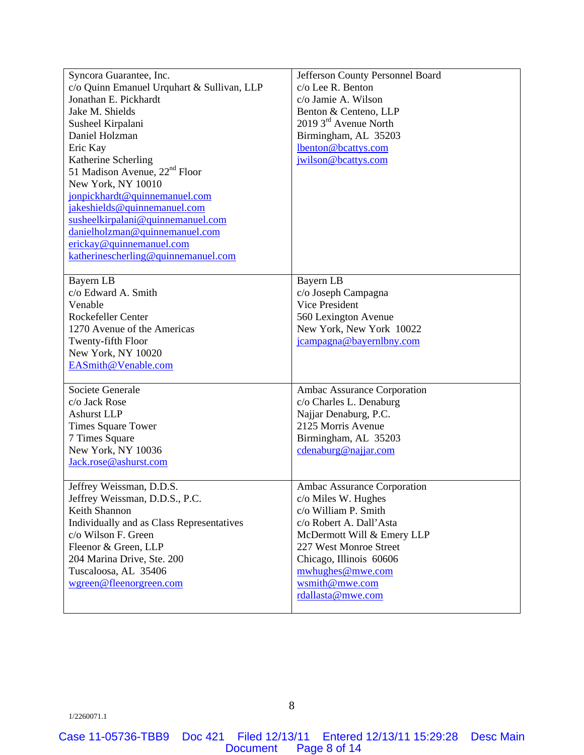| | |
|---|---|
| Syncora Guarantee, Inc.<br>c/o Quinn Emanuel Urquhart & Sullivan, LLP<br>Jonathan E. Pickhardt<br>Jake M. Shields<br>Susheel Kirpalani<br>Daniel Holzman<br>Eric Kay<br>Katherine Scherling<br>51 Madison Avenue, 22nd Floor<br>New York, NY 10010<br>jonpickhardt@quinnemanuel.com<br>jakeshields@quinnemanuel.com<br>susheelkirpalani@quinnemanuel.com<br>danielholzman@quinnemanuel.com<br>erickay@quinnemanuel.com<br>katherinescherling@quinnemanuel.com | Jefferson County Personnel Board<br>c/o Lee R. Benton<br>c/o Jamie A. Wilson<br>Benton & Centeno, LLP<br>2019 3rd Avenue North<br>Birmingham, AL 35203<br>lbenton@bcattys.com<br>jwilson@bcattys.com |
| Bayern LB<br>c/o Edward A. Smith<br>Venable<br>Rockefeller Center<br>1270 Avenue of the Americas<br>Twenty-fifth Floor<br>New York, NY 10020<br>EASmith@Venable.com | Bayern LB<br>c/o Joseph Campagna<br>Vice President<br>560 Lexington Avenue<br>New York, New York 10022<br>jcampagna@bayernlbny.com |
| Societe Generale<br>c/o Jack Rose<br>Ashurst LLP<br>Times Square Tower<br>7 Times Square<br>New York, NY 10036<br>Jack.rose@ashurst.com | Ambac Assurance Corporation<br>c/o Charles L. Denaburg<br>Najjar Denaburg, P.C.<br>2125 Morris Avenue<br>Birmingham, AL 35203<br>cdenaburg@najjar.com |
| Jeffrey Weissman, D.D.S.<br>Jeffrey Weissman, D.D.S., P.C.<br>Keith Shannon<br>Individually and as Class Representatives<br>c/o Wilson F. Green<br>Fleenor & Green, LLP<br>204 Marina Drive, Ste. 200<br>Tuscaloosa, AL 35406<br>wgreen@fleenorgreen.com | Ambac Assurance Corporation<br>c/o Miles W. Hughes<br>c/o William P. Smith<br>c/o Robert A. Dall'Asta<br>McDermott Will & Emery LLP<br>227 West Monroe Street<br>Chicago, Illinois 60606<br>mwhughes@mwe.com<br>wsmith@mwe.com<br>rdallasta@mwe.com |

1/2260071.1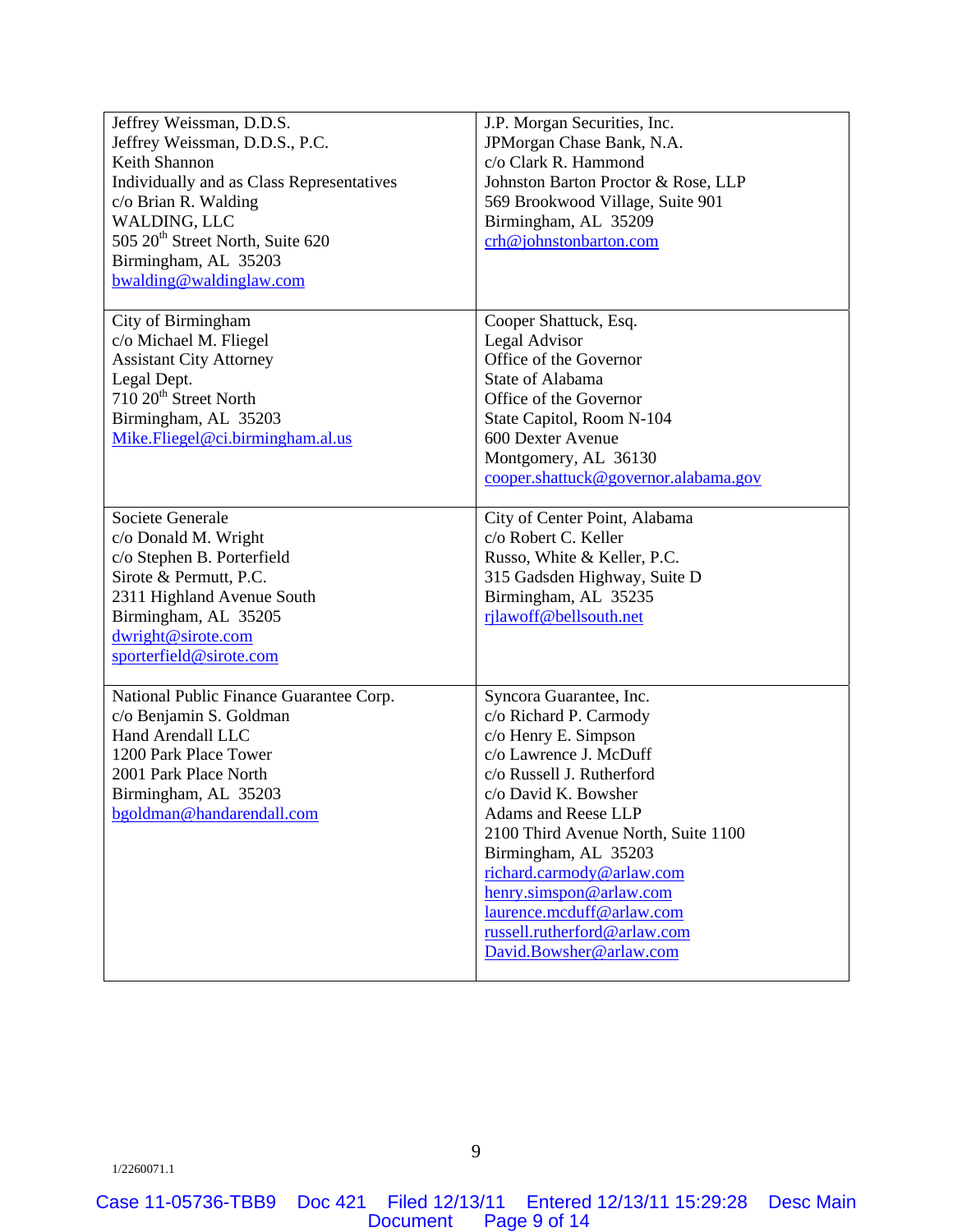| | |
|---|---|
| Jeffrey Weissman, D.D.S.<br>Jeffrey Weissman, D.D.S., P.C.<br>Keith Shannon<br>Individually and as Class Representatives<br>c/o Brian R. Walding<br>WALDING, LLC<br>505 20th Street North, Suite 620<br>Birmingham, AL 35203<br>bwalding@waldinglaw.com | J.P. Morgan Securities, Inc.<br>JPMorgan Chase Bank, N.A.<br>c/o Clark R. Hammond<br>Johnston Barton Proctor & Rose, LLP<br>569 Brookwood Village, Suite 901<br>Birmingham, AL 35209<br>crh@johnstonbarton.com |
| City of Birmingham<br>c/o Michael M. Fliegel<br>Assistant City Attorney<br>Legal Dept.<br>710 20th Street North<br>Birmingham, AL 35203<br>Mike.Fliegel@ci.birmingham.al.us | Cooper Shattuck, Esq.<br>Legal Advisor<br>Office of the Governor<br>State of Alabama<br>Office of the Governor<br>State Capitol, Room N-104<br>600 Dexter Avenue<br>Montgomery, AL 36130<br>cooper.shattuck@governor.alabama.gov |
| Societe Generale<br>c/o Donald M. Wright<br>c/o Stephen B. Porterfield<br>Sirote & Permutt, P.C.<br>2311 Highland Avenue South<br>Birmingham, AL 35205<br>dwright@sirote.com<br>sporterfield@sirote.com | City of Center Point, Alabama<br>c/o Robert C. Keller<br>Russo, White & Keller, P.C.<br>315 Gadsden Highway, Suite D<br>Birmingham, AL 35235<br>rjlawoff@bellsouth.net |
| National Public Finance Guarantee Corp.<br>c/o Benjamin S. Goldman<br>Hand Arendall LLC<br>1200 Park Place Tower<br>2001 Park Place North<br>Birmingham, AL 35203<br>bgoldman@handarendall.com | Syncora Guarantee, Inc.<br>c/o Richard P. Carmody<br>c/o Henry E. Simpson<br>c/o Lawrence J. McDuff<br>c/o Russell J. Rutherford<br>c/o David K. Bowsher<br>Adams and Reese LLP<br>2100 Third Avenue North, Suite 1100<br>Birmingham, AL 35203<br>richard.carmody@arlaw.com<br>henry.simspon@arlaw.com<br>laurence.mcduff@arlaw.com<br>russell.rutherford@arlaw.com<br>David.Bowsher@arlaw.com |

1/2260071.1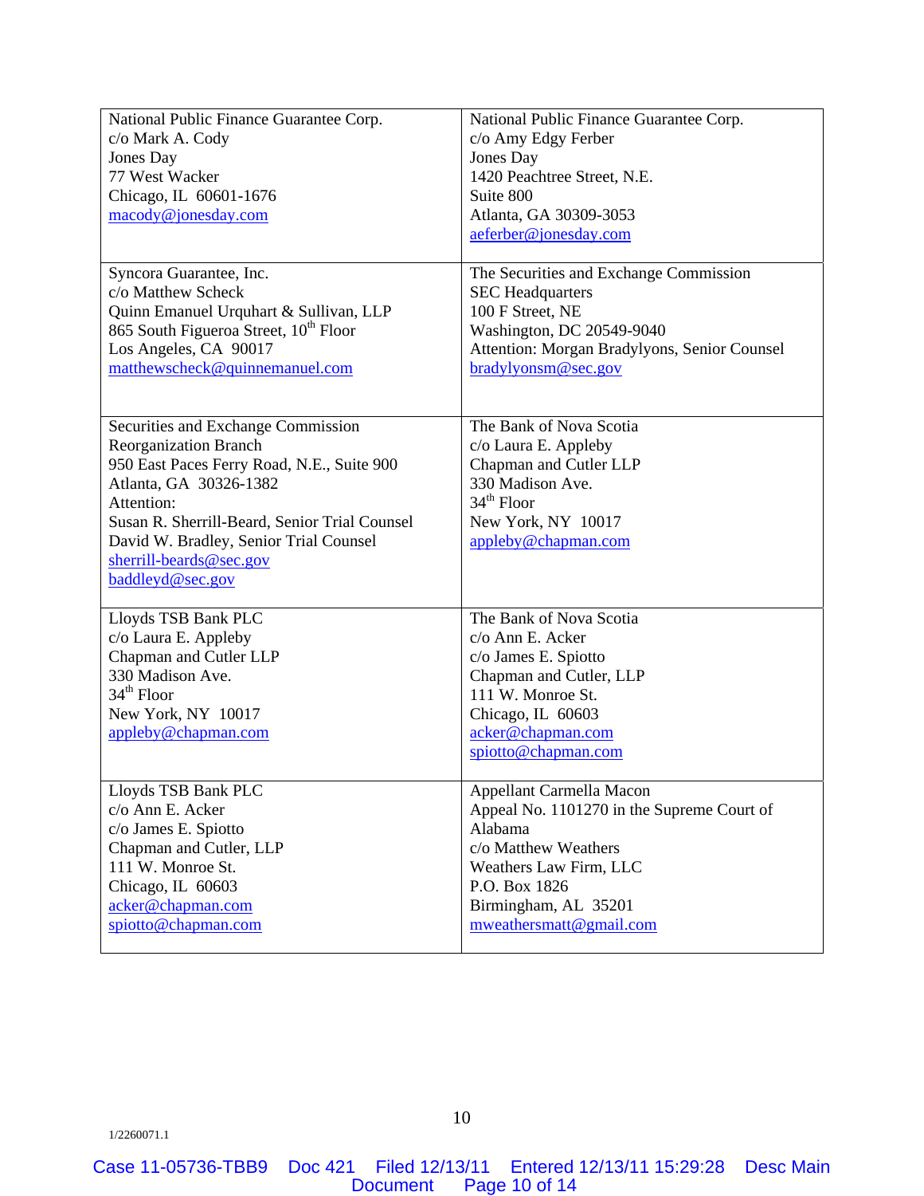| | |
|---|---|
| National Public Finance Guarantee Corp.<br>c/o Mark A. Cody<br>Jones Day<br>77 West Wacker<br>Chicago, IL 60601-1676<br>macody@jonesday.com | National Public Finance Guarantee Corp.<br>c/o Amy Edgy Ferber<br>Jones Day<br>1420 Peachtree Street, N.E.<br>Suite 800<br>Atlanta, GA 30309-3053<br>aeferber@jonesday.com |
| Syncora Guarantee, Inc.<br>c/o Matthew Scheck<br>Quinn Emanuel Urquhart & Sullivan, LLP<br>865 South Figueroa Street, 10th Floor<br>Los Angeles, CA 90017<br>matthewscheck@quinnemanuel.com | The Securities and Exchange Commission<br>SEC Headquarters<br>100 F Street, NE<br>Washington, DC 20549-9040<br>Attention: Morgan Bradylyons, Senior Counsel<br>bradylyonsm@sec.gov |
| Securities and Exchange Commission<br>Reorganization Branch<br>950 East Paces Ferry Road, N.E., Suite 900<br>Atlanta, GA 30326-1382<br>Attention:<br>Susan R. Sherrill-Beard, Senior Trial Counsel<br>David W. Bradley, Senior Trial Counsel<br>sherrill-beards@sec.gov<br>baddleyd@sec.gov | The Bank of Nova Scotia<br>c/o Laura E. Appleby<br>Chapman and Cutler LLP<br>330 Madison Ave.<br>34th Floor<br>New York, NY 10017<br>appleby@chapman.com |
| Lloyds TSB Bank PLC<br>c/o Laura E. Appleby<br>Chapman and Cutler LLP<br>330 Madison Ave.<br>34th Floor<br>New York, NY 10017<br>appleby@chapman.com | The Bank of Nova Scotia<br>c/o Ann E. Acker<br>c/o James E. Spiotto<br>Chapman and Cutler, LLP<br>111 W. Monroe St.<br>Chicago, IL 60603<br>acker@chapman.com<br>spiotto@chapman.com |
| Lloyds TSB Bank PLC<br>c/o Ann E. Acker<br>c/o James E. Spiotto<br>Chapman and Cutler, LLP<br>111 W. Monroe St.<br>Chicago, IL 60603<br>acker@chapman.com<br>spiotto@chapman.com | Appellant Carmella Macon<br>Appeal No. 1101270 in the Supreme Court of Alabama<br>c/o Matthew Weathers<br>Weathers Law Firm, LLC<br>P.O. Box 1826<br>Birmingham, AL 35201<br>mweathersmatt@gmail.com |

1/2260071.1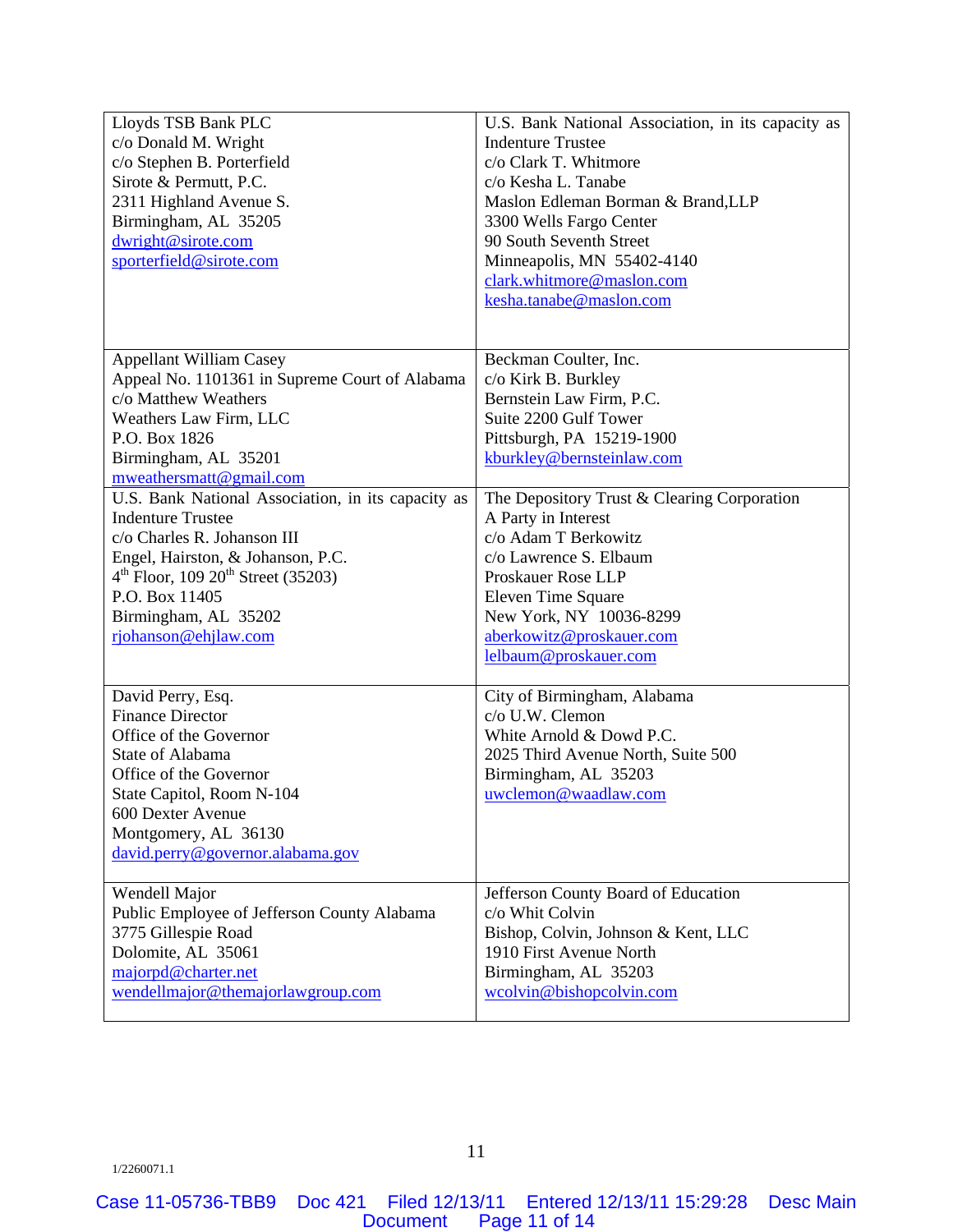| | |
|---|---|
| Lloyds TSB Bank PLC<br>c/o Donald M. Wright<br>c/o Stephen B. Porterfield<br>Sirote & Permutt, P.C.<br>2311 Highland Avenue S.<br>Birmingham, AL 35205<br>dwright@sirote.com<br>sporterfield@sirote.com | U.S. Bank National Association, in its capacity as Indenture Trustee<br>c/o Clark T. Whitmore<br>c/o Kesha L. Tanabe<br>Maslon Edleman Borman & Brand,LLP<br>3300 Wells Fargo Center<br>90 South Seventh Street<br>Minneapolis, MN 55402-4140<br>clark.whitmore@maslon.com<br>kesha.tanabe@maslon.com |
| Appellant William Casey<br>Appeal No. 1101361 in Supreme Court of Alabama<br>c/o Matthew Weathers<br>Weathers Law Firm, LLC<br>P.O. Box 1826<br>Birmingham, AL 35201<br>mweathersmatt@gmail.com | Beckman Coulter, Inc.<br>c/o Kirk B. Burkley<br>Bernstein Law Firm, P.C.<br>Suite 2200 Gulf Tower<br>Pittsburgh, PA 15219-1900<br>kburkley@bernsteinlaw.com |
| U.S. Bank National Association, in its capacity as Indenture Trustee<br>c/o Charles R. Johanson III<br>Engel, Hairston, & Johanson, P.C.<br>4th Floor, 109 20th Street (35203)<br>P.O. Box 11405<br>Birmingham, AL 35202<br>rjohanson@ehjlaw.com | The Depository Trust & Clearing Corporation<br>A Party in Interest<br>c/o Adam T Berkowitz<br>c/o Lawrence S. Elbaum<br>Proskauer Rose LLP<br>Eleven Time Square<br>New York, NY 10036-8299<br>aberkowitz@proskauer.com<br>lelbaum@proskauer.com |
| David Perry, Esq.<br>Finance Director<br>Office of the Governor<br>State of Alabama<br>Office of the Governor<br>State Capitol, Room N-104<br>600 Dexter Avenue<br>Montgomery, AL 36130<br>david.perry@governor.alabama.gov | City of Birmingham, Alabama<br>c/o U.W. Clemon<br>White Arnold & Dowd P.C.<br>2025 Third Avenue North, Suite 500<br>Birmingham, AL 35203<br>uwclemon@waadlaw.com |
| Wendell Major<br>Public Employee of Jefferson County Alabama<br>3775 Gillespie Road<br>Dolomite, AL 35061<br>majorpd@charter.net<br>wendellmajor@themajorlawgroup.com | Jefferson County Board of Education<br>c/o Whit Colvin<br>Bishop, Colvin, Johnson & Kent, LLC<br>1910 First Avenue North<br>Birmingham, AL 35203<br>wcolvin@bishopcolvin.com |

1/2260071.1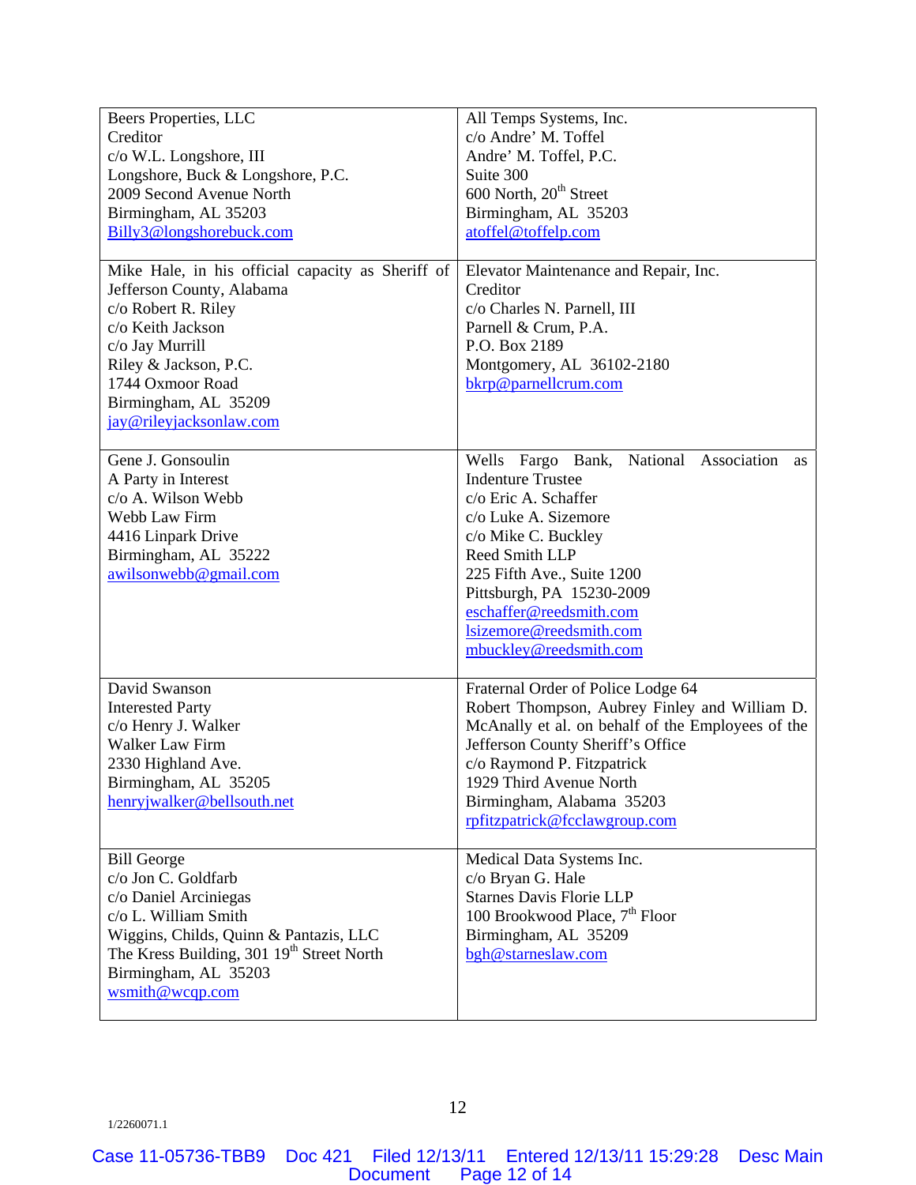| | |
|---|---|
| Beers Properties, LLC<br>Creditor<br>c/o W.L. Longshore, III<br>Longshore, Buck & Longshore, P.C.<br>2009 Second Avenue North<br>Birmingham, AL 35203<br>Billy3@longshorebuck.com | All Temps Systems, Inc.<br>c/o Andre' M. Toffel<br>Andre' M. Toffel, P.C.<br>Suite 300<br>600 North, 20th Street<br>Birmingham, AL 35203<br>atoffel@toffelp.com |
| Mike Hale, in his official capacity as Sheriff of Jefferson County, Alabama<br>c/o Robert R. Riley<br>c/o Keith Jackson<br>c/o Jay Murrill<br>Riley & Jackson, P.C.<br>1744 Oxmoor Road<br>Birmingham, AL 35209<br>jay@rileyjacksonlaw.com | Elevator Maintenance and Repair, Inc.<br>Creditor<br>c/o Charles N. Parnell, III<br>Parnell & Crum, P.A.<br>P.O. Box 2189<br>Montgomery, AL 36102-2180<br>bkrp@parnellcrum.com |
| Gene J. Gonsoulin<br>A Party in Interest<br>c/o A. Wilson Webb<br>Webb Law Firm<br>4416 Linpark Drive<br>Birmingham, AL 35222<br>awilsonwebb@gmail.com | Wells Fargo Bank, National Association as Indenture Trustee<br>c/o Eric A. Schaffer<br>c/o Luke A. Sizemore<br>c/o Mike C. Buckley<br>Reed Smith LLP<br>225 Fifth Ave., Suite 1200<br>Pittsburgh, PA 15230-2009<br>eschaffer@reedsmith.com<br>lsizemore@reedsmith.com<br>mbuckley@reedsmith.com |
| David Swanson<br>Interested Party<br>c/o Henry J. Walker<br>Walker Law Firm<br>2330 Highland Ave.<br>Birmingham, AL 35205<br>henryjwalker@bellsouth.net | Fraternal Order of Police Lodge 64<br>Robert Thompson, Aubrey Finley and William D. McAnally et al. on behalf of the Employees of the Jefferson County Sheriff's Office<br>c/o Raymond P. Fitzpatrick<br>1929 Third Avenue North<br>Birmingham, Alabama 35203<br>rpfitzpatrick@fcclawgroup.com |
| Bill George<br>c/o Jon C. Goldfarb<br>c/o Daniel Arciniegas<br>c/o L. William Smith<br>Wiggins, Childs, Quinn & Pantazis, LLC<br>The Kress Building, 301 19th Street North<br>Birmingham, AL 35203<br>wsmith@wcqp.com | Medical Data Systems Inc.<br>c/o Bryan G. Hale<br>Starnes Davis Florie LLP<br>100 Brookwood Place, 7th Floor<br>Birmingham, AL 35209<br>bgh@starneslaw.com |

1/2260071.1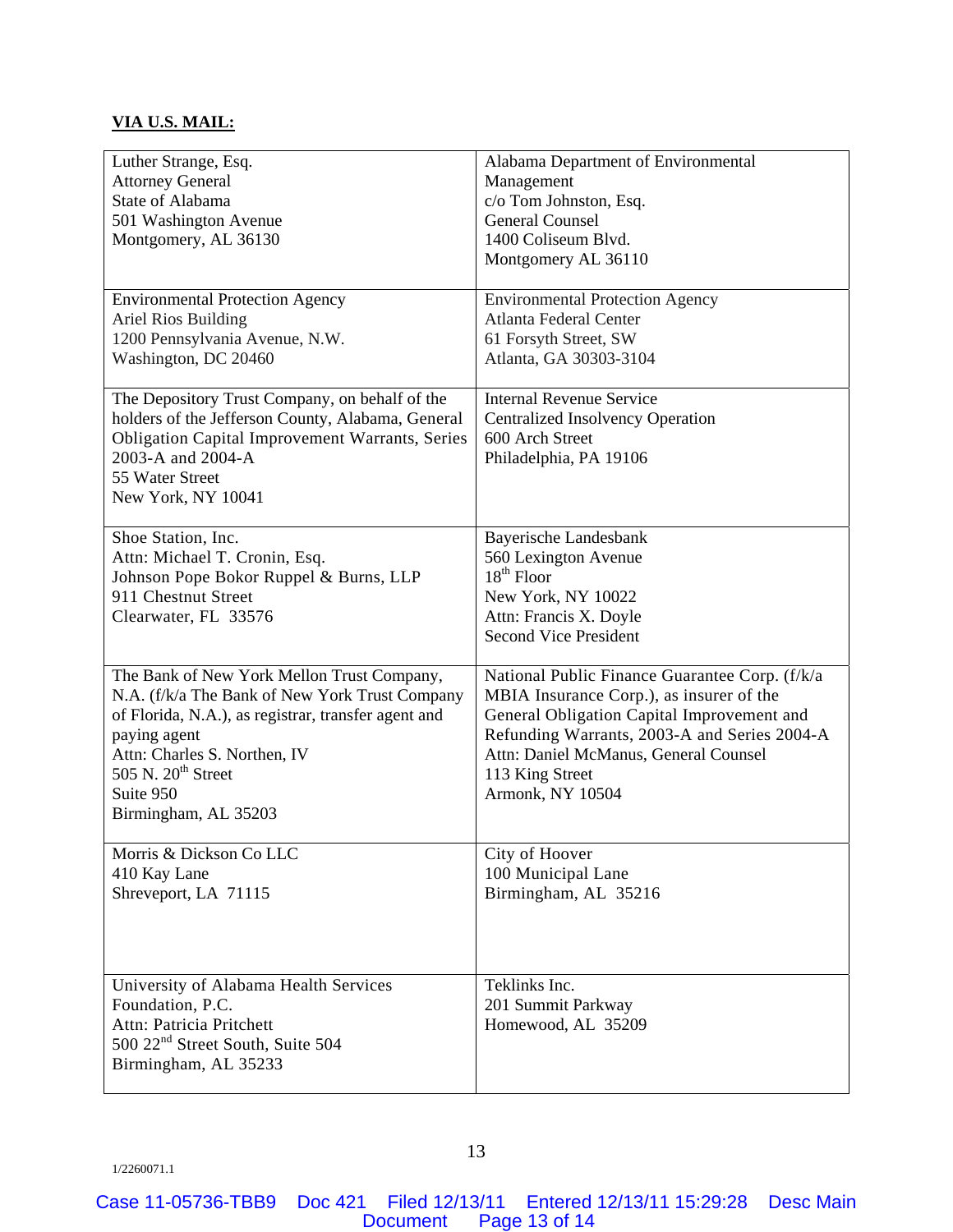**VIA U.S. MAIL:**

| | |
|---|---|
| Luther Strange, Esq.<br>Attorney General<br>State of Alabama<br>501 Washington Avenue<br>Montgomery, AL 36130 | Alabama Department of Environmental Management<br>c/o Tom Johnston, Esq.<br>General Counsel<br>1400 Coliseum Blvd.<br>Montgomery AL 36110 |
| Environmental Protection Agency<br>Ariel Rios Building<br>1200 Pennsylvania Avenue, N.W.<br>Washington, DC 20460 | Environmental Protection Agency<br>Atlanta Federal Center<br>61 Forsyth Street, SW<br>Atlanta, GA 30303-3104 |
| The Depository Trust Company, on behalf of the holders of the Jefferson County, Alabama, General Obligation Capital Improvement Warrants, Series 2003-A and 2004-A<br>55 Water Street<br>New York, NY 10041 | Internal Revenue Service<br>Centralized Insolvency Operation<br>600 Arch Street<br>Philadelphia, PA 19106 |
| Shoe Station, Inc.<br>Attn: Michael T. Cronin, Esq.<br>Johnson Pope Bokor Ruppel & Burns, LLP<br>911 Chestnut Street<br>Clearwater, FL 33576 | Bayerische Landesbank<br>560 Lexington Avenue<br>18th Floor<br>New York, NY 10022<br>Attn: Francis X. Doyle<br>Second Vice President |
| The Bank of New York Mellon Trust Company, N.A. (f/k/a The Bank of New York Trust Company of Florida, N.A.), as registrar, transfer agent and paying agent<br>Attn: Charles S. Northen, IV<br>505 N. 20th Street<br>Suite 950<br>Birmingham, AL 35203 | National Public Finance Guarantee Corp. (f/k/a MBIA Insurance Corp.), as insurer of the General Obligation Capital Improvement and Refunding Warrants, 2003-A and Series 2004-A<br>Attn: Daniel McManus, General Counsel<br>113 King Street<br>Armonk, NY 10504 |
| Morris & Dickson Co LLC<br>410 Kay Lane<br>Shreveport, LA 71115 | City of Hoover<br>100 Municipal Lane<br>Birmingham, AL 35216 |
| University of Alabama Health Services Foundation, P.C.<br>Attn: Patricia Pritchett<br>500 22nd Street South, Suite 504<br>Birmingham, AL 35233 | Teklinks Inc.<br>201 Summit Parkway<br>Homewood, AL 35209 |

1/2260071.1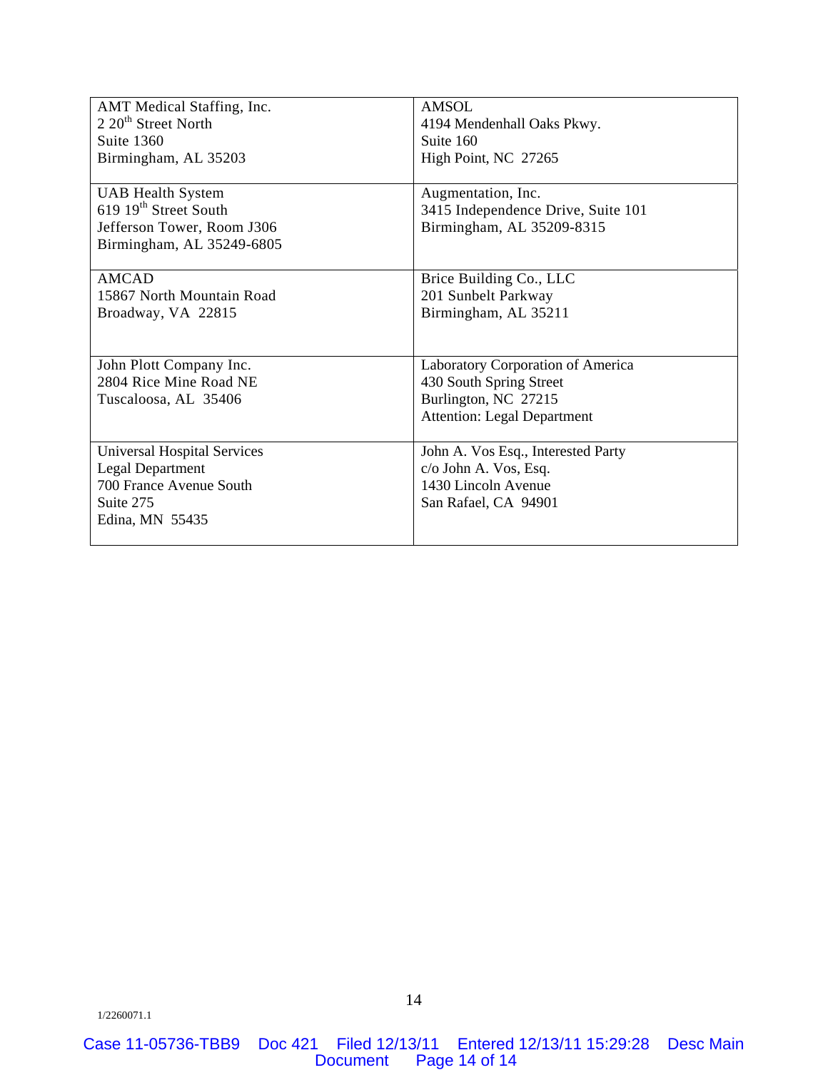| | |
|---|---|
| AMT Medical Staffing, Inc.<br>2 20th Street North<br>Suite 1360<br>Birmingham, AL 35203 | AMSOL<br>4194 Mendenhall Oaks Pkwy.<br>Suite 160<br>High Point, NC 27265 |
| UAB Health System<br>619 19th Street South<br>Jefferson Tower, Room J306<br>Birmingham, AL 35249-6805 | Augmentation, Inc.<br>3415 Independence Drive, Suite 101<br>Birmingham, AL 35209-8315 |
| AMCAD<br>15867 North Mountain Road<br>Broadway, VA 22815 | Brice Building Co., LLC<br>201 Sunbelt Parkway<br>Birmingham, AL 35211 |
| John Plott Company Inc.<br>2804 Rice Mine Road NE<br>Tuscaloosa, AL 35406 | Laboratory Corporation of America<br>430 South Spring Street<br>Burlington, NC 27215<br>Attention: Legal Department |
| Universal Hospital Services<br>Legal Department<br>700 France Avenue South<br>Suite 275<br>Edina, MN 55435 | John A. Vos Esq., Interested Party<br>c/o John A. Vos, Esq.<br>1430 Lincoln Avenue<br>San Rafael, CA 94901 |

1/2260071.1